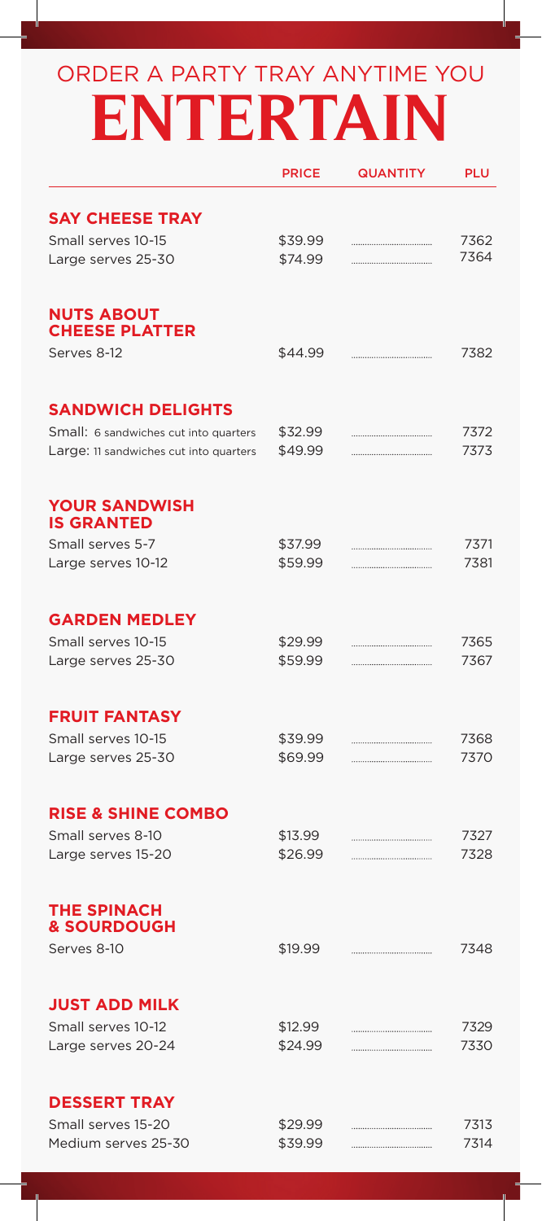# ORDER A PARTY TRAY ANYTIME YOU ENTERTAIN

| | PRICE | QUANTITY | PLU |
|---|---|---|---|
| **SAY CHEESE TRAY** | | | |
| Small serves 10-15 | $39.99 | | 7362 |
| Large serves 25-30 | $74.99 | | 7364 |
| **NUTS ABOUT CHEESE PLATTER** | | | |
| Serves 8-12 | $44.99 | | 7382 |
| **SANDWICH DELIGHTS** | | | |
| Small: 6 sandwiches cut into quarters | $32.99 | | 7372 |
| Large: 11 sandwiches cut into quarters | $49.99 | | 7373 |
| **YOUR SANDWISH IS GRANTED** | | | |
| Small serves 5-7 | $37.99 | | 7371 |
| Large serves 10-12 | $59.99 | | 7381 |
| **GARDEN MEDLEY** | | | |
| Small serves 10-15 | $29.99 | | 7365 |
| Large serves 25-30 | $59.99 | | 7367 |
| **FRUIT FANTASY** | | | |
| Small serves 10-15 | $39.99 | | 7368 |
| Large serves 25-30 | $69.99 | | 7370 |
| **RISE & SHINE COMBO** | | | |
| Small serves 8-10 | $13.99 | | 7327 |
| Large serves 15-20 | $26.99 | | 7328 |
| **THE SPINACH & SOURDOUGH** | | | |
| Serves 8-10 | $19.99 | | 7348 |
| **JUST ADD MILK** | | | |
| Small serves 10-12 | $12.99 | | 7329 |
| Large serves 20-24 | $24.99 | | 7330 |
| **DESSERT TRAY** | | | |
| Small serves 15-20 | $29.99 | | 7313 |
| Medium serves 25-30 | $39.99 | | 7314 |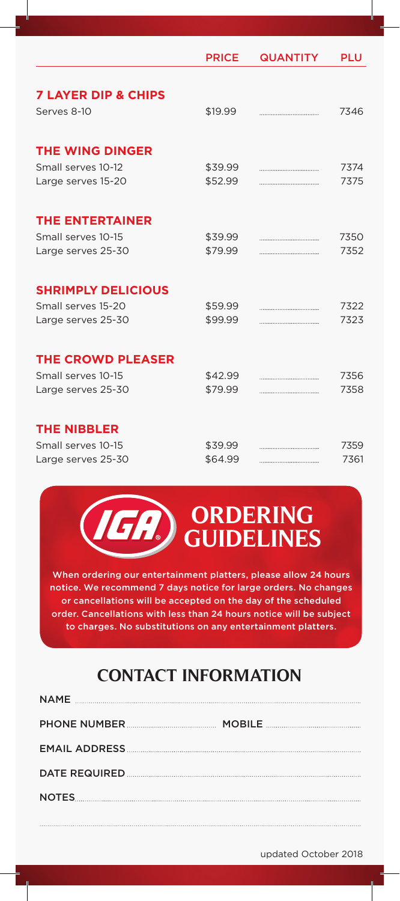| | PRICE | QUANTITY | PLU |
|---|---|---|---|
| **7 LAYER DIP & CHIPS** | | | |
| Serves 8-10 | $19.99 | | 7346 |
| **THE WING DINGER** | | | |
| Small serves 10-12 | $39.99 | | 7374 |
| Large serves 15-20 | $52.99 | | 7375 |
| **THE ENTERTAINER** | | | |
| Small serves 10-15 | $39.99 | | 7350 |
| Large serves 25-30 | $79.99 | | 7352 |
| **SHRIMPLY DELICIOUS** | | | |
| Small serves 15-20 | $59.99 | | 7322 |
| Large serves 25-30 | $99.99 | | 7323 |
| **THE CROWD PLEASER** | | | |
| Small serves 10-15 | $42.99 | | 7356 |
| Large serves 25-30 | $79.99 | | 7358 |
| **THE NIBBLER** | | | |
| Small serves 10-15 | $39.99 | | 7359 |
| Large serves 25-30 | $64.99 | | 7361 |

## IGA ORDERING GUIDELINES

When ordering our entertainment platters, please allow 24 hours notice. We recommend 7 days notice for large orders. No changes or cancellations will be accepted on the day of the scheduled order. Cancellations with less than 24 hours notice will be subject to charges. No substitutions on any entertainment platters.

## CONTACT INFORMATION

NAME ....................

PHONE NUMBER .................... MOBILE ....................

EMAIL ADDRESS ....................

DATE REQUIRED ....................

NOTES ....................

updated October 2018